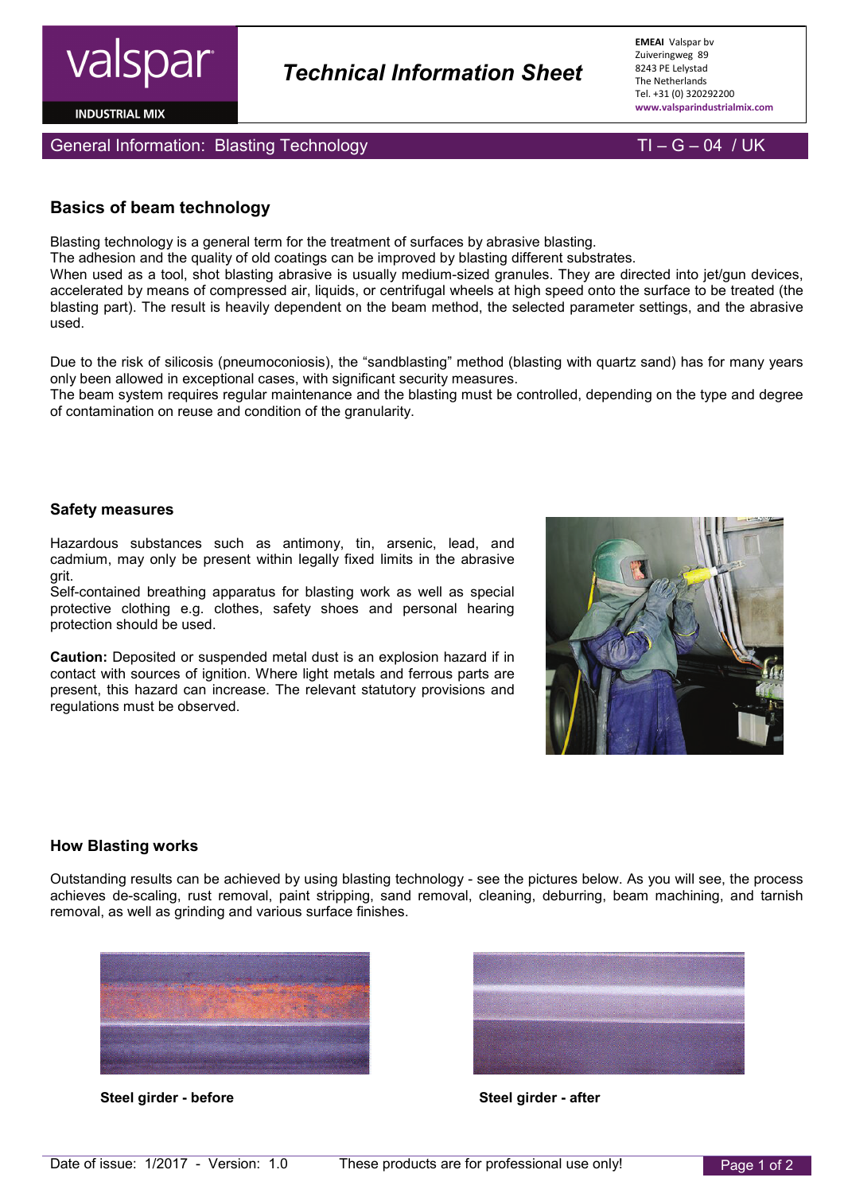valspar INDUSTRIAL MIX

# Technical Information Sheet

**EMEAI** Valspar bv
Zuiveringweg 89
8243 PE Lelystad
The Netherlands
Tel. +31 (0) 320292200
**www.valsparindustrialmix.com**

General Information: Blasting Technology — TI – G – 04 / UK

## Basics of beam technology

Blasting technology is a general term for the treatment of surfaces by abrasive blasting.
The adhesion and the quality of old coatings can be improved by blasting different substrates.
When used as a tool, shot blasting abrasive is usually medium-sized granules. They are directed into jet/gun devices, accelerated by means of compressed air, liquids, or centrifugal wheels at high speed onto the surface to be treated (the blasting part). The result is heavily dependent on the beam method, the selected parameter settings, and the abrasive used.

Due to the risk of silicosis (pneumoconiosis), the "sandblasting" method (blasting with quartz sand) has for many years only been allowed in exceptional cases, with significant security measures.
The beam system requires regular maintenance and the blasting must be controlled, depending on the type and degree of contamination on reuse and condition of the granularity.

## Safety measures

Hazardous substances such as antimony, tin, arsenic, lead, and cadmium, may only be present within legally fixed limits in the abrasive grit.
Self-contained breathing apparatus for blasting work as well as special protective clothing e.g. clothes, safety shoes and personal hearing protection should be used.

**Caution:** Deposited or suspended metal dust is an explosion hazard if in contact with sources of ignition. Where light metals and ferrous parts are present, this hazard can increase. The relevant statutory provisions and regulations must be observed.

## How Blasting works

Outstanding results can be achieved by using blasting technology - see the pictures below. As you will see, the process achieves de-scaling, rust removal, paint stripping, sand removal, cleaning, deburring, beam machining, and tarnish removal, as well as grinding and various surface finishes.

**Steel girder - before**

**Steel girder - after**

Date of issue: 1/2017 - Version: 1.0 These products are for professional use only!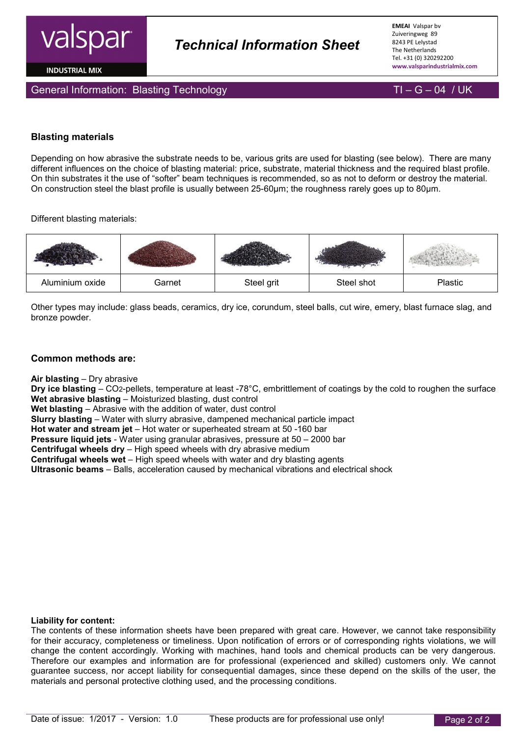## Blasting materials

Depending on how abrasive the substrate needs to be, various grits are used for blasting (see below). There are many different influences on the choice of blasting material: price, substrate, material thickness and the required blast profile. On thin substrates it the use of "softer" beam techniques is recommended, so as not to deform or destroy the material. On construction steel the blast profile is usually between 25-60µm; the roughness rarely goes up to 80µm.

Different blasting materials:

| | | | | |
|---|---|---|---|---|
| Aluminium oxide | Garnet | Steel grit | Steel shot | Plastic |

Other types may include: glass beads, ceramics, dry ice, corundum, steel balls, cut wire, emery, blast furnace slag, and bronze powder.

## Common methods are:

**Air blasting** – Dry abrasive
**Dry ice blasting** – $CO_2$-pellets, temperature at least -78°C, embrittlement of coatings by the cold to roughen the surface
**Wet abrasive blasting** – Moisturized blasting, dust control
**Wet blasting** – Abrasive with the addition of water, dust control
**Slurry blasting** – Water with slurry abrasive, dampened mechanical particle impact
**Hot water and stream jet** – Hot water or superheated stream at 50 -160 bar
**Pressure liquid jets** - Water using granular abrasives, pressure at 50 – 2000 bar
**Centrifugal wheels dry** – High speed wheels with dry abrasive medium
**Centrifugal wheels wet** – High speed wheels with water and dry blasting agents
**Ultrasonic beams** – Balls, acceleration caused by mechanical vibrations and electrical shock

**Liability for content:**
The contents of these information sheets have been prepared with great care. However, we cannot take responsibility for their accuracy, completeness or timeliness. Upon notification of errors or of corresponding rights violations, we will change the content accordingly. Working with machines, hand tools and chemical products can be very dangerous. Therefore our examples and information are for professional (experienced and skilled) customers only. We cannot guarantee success, nor accept liability for consequential damages, since these depend on the skills of the user, the materials and personal protective clothing used, and the processing conditions.